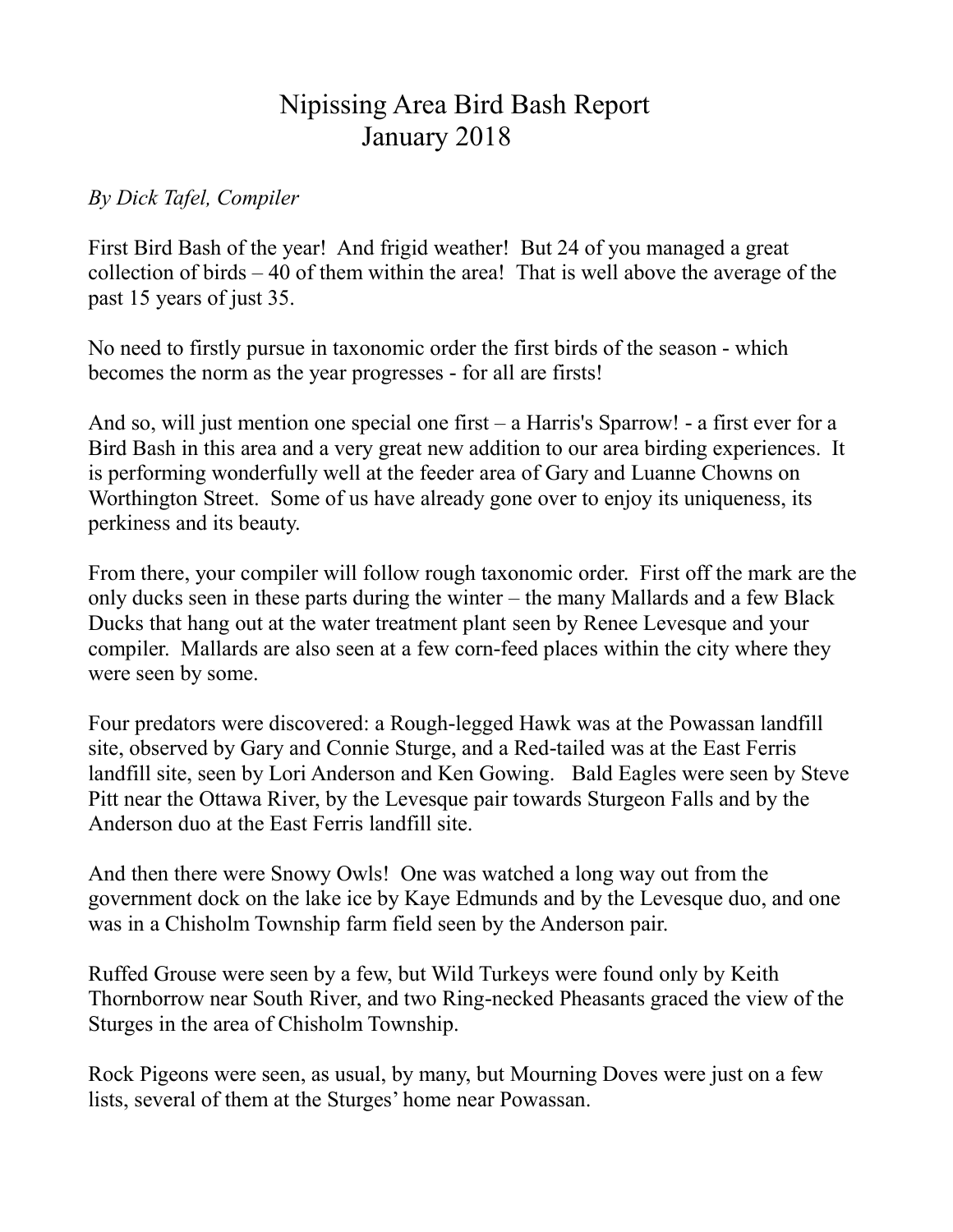# Nipissing Area Bird Bash Report
# January 2018

*By Dick Tafel, Compiler*

First Bird Bash of the year! And frigid weather! But 24 of you managed a great collection of birds – 40 of them within the area! That is well above the average of the past 15 years of just 35.

No need to firstly pursue in taxonomic order the first birds of the season - which becomes the norm as the year progresses - for all are firsts!

And so, will just mention one special one first – a Harris's Sparrow! - a first ever for a Bird Bash in this area and a very great new addition to our area birding experiences. It is performing wonderfully well at the feeder area of Gary and Luanne Chowns on Worthington Street. Some of us have already gone over to enjoy its uniqueness, its perkiness and its beauty.

From there, your compiler will follow rough taxonomic order. First off the mark are the only ducks seen in these parts during the winter – the many Mallards and a few Black Ducks that hang out at the water treatment plant seen by Renee Levesque and your compiler. Mallards are also seen at a few corn-feed places within the city where they were seen by some.

Four predators were discovered: a Rough-legged Hawk was at the Powassan landfill site, observed by Gary and Connie Sturge, and a Red-tailed was at the East Ferris landfill site, seen by Lori Anderson and Ken Gowing. Bald Eagles were seen by Steve Pitt near the Ottawa River, by the Levesque pair towards Sturgeon Falls and by the Anderson duo at the East Ferris landfill site.

And then there were Snowy Owls! One was watched a long way out from the government dock on the lake ice by Kaye Edmunds and by the Levesque duo, and one was in a Chisholm Township farm field seen by the Anderson pair.

Ruffed Grouse were seen by a few, but Wild Turkeys were found only by Keith Thornborrow near South River, and two Ring-necked Pheasants graced the view of the Sturges in the area of Chisholm Township.

Rock Pigeons were seen, as usual, by many, but Mourning Doves were just on a few lists, several of them at the Sturges' home near Powassan.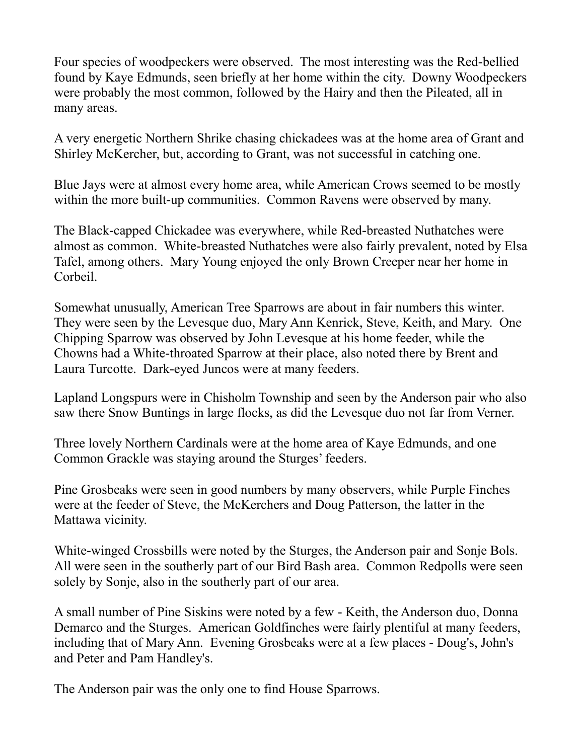Four species of woodpeckers were observed. The most interesting was the Red-bellied found by Kaye Edmunds, seen briefly at her home within the city. Downy Woodpeckers were probably the most common, followed by the Hairy and then the Pileated, all in many areas.

A very energetic Northern Shrike chasing chickadees was at the home area of Grant and Shirley McKercher, but, according to Grant, was not successful in catching one.

Blue Jays were at almost every home area, while American Crows seemed to be mostly within the more built-up communities. Common Ravens were observed by many.

The Black-capped Chickadee was everywhere, while Red-breasted Nuthatches were almost as common. White-breasted Nuthatches were also fairly prevalent, noted by Elsa Tafel, among others. Mary Young enjoyed the only Brown Creeper near her home in Corbeil.

Somewhat unusually, American Tree Sparrows are about in fair numbers this winter. They were seen by the Levesque duo, Mary Ann Kenrick, Steve, Keith, and Mary. One Chipping Sparrow was observed by John Levesque at his home feeder, while the Chowns had a White-throated Sparrow at their place, also noted there by Brent and Laura Turcotte. Dark-eyed Juncos were at many feeders.

Lapland Longspurs were in Chisholm Township and seen by the Anderson pair who also saw there Snow Buntings in large flocks, as did the Levesque duo not far from Verner.

Three lovely Northern Cardinals were at the home area of Kaye Edmunds, and one Common Grackle was staying around the Sturges' feeders.

Pine Grosbeaks were seen in good numbers by many observers, while Purple Finches were at the feeder of Steve, the McKerchers and Doug Patterson, the latter in the Mattawa vicinity.

White-winged Crossbills were noted by the Sturges, the Anderson pair and Sonje Bols. All were seen in the southerly part of our Bird Bash area. Common Redpolls were seen solely by Sonje, also in the southerly part of our area.

A small number of Pine Siskins were noted by a few - Keith, the Anderson duo, Donna Demarco and the Sturges. American Goldfinches were fairly plentiful at many feeders, including that of Mary Ann. Evening Grosbeaks were at a few places - Doug's, John's and Peter and Pam Handley's.

The Anderson pair was the only one to find House Sparrows.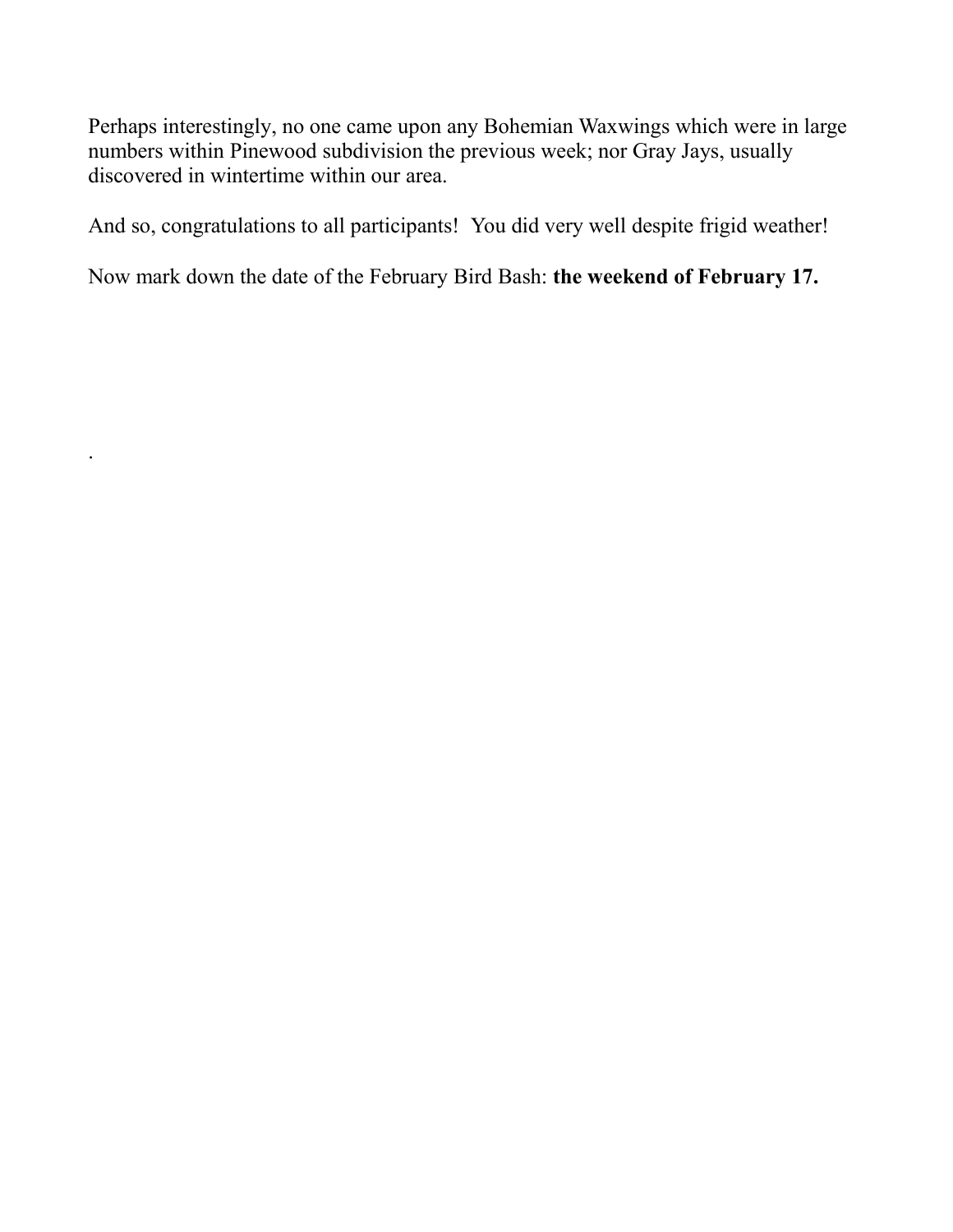Perhaps interestingly, no one came upon any Bohemian Waxwings which were in large numbers within Pinewood subdivision the previous week; nor Gray Jays, usually discovered in wintertime within our area.

And so, congratulations to all participants! You did very well despite frigid weather!

Now mark down the date of the February Bird Bash: **the weekend of February 17.**

.